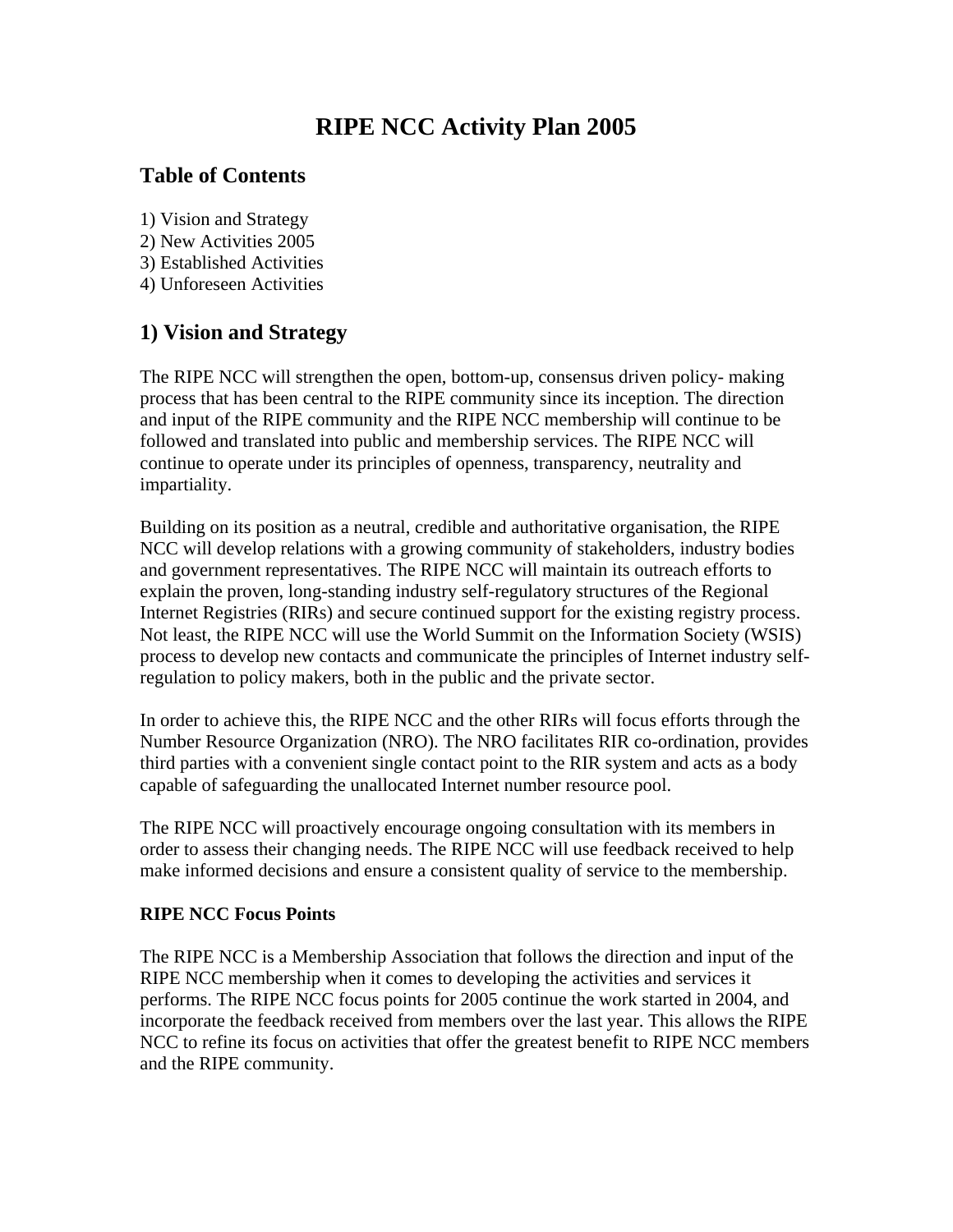# RIPE NCC Activity Plan 2005

## Table of Contents

1) Vision and Strategy
2) New Activities 2005
3) Established Activities
4) Unforeseen Activities

## 1) Vision and Strategy

The RIPE NCC will strengthen the open, bottom-up, consensus driven policy- making process that has been central to the RIPE community since its inception. The direction and input of the RIPE community and the RIPE NCC membership will continue to be followed and translated into public and membership services. The RIPE NCC will continue to operate under its principles of openness, transparency, neutrality and impartiality.

Building on its position as a neutral, credible and authoritative organisation, the RIPE NCC will develop relations with a growing community of stakeholders, industry bodies and government representatives. The RIPE NCC will maintain its outreach efforts to explain the proven, long-standing industry self-regulatory structures of the Regional Internet Registries (RIRs) and secure continued support for the existing registry process. Not least, the RIPE NCC will use the World Summit on the Information Society (WSIS) process to develop new contacts and communicate the principles of Internet industry self-regulation to policy makers, both in the public and the private sector.

In order to achieve this, the RIPE NCC and the other RIRs will focus efforts through the Number Resource Organization (NRO). The NRO facilitates RIR co-ordination, provides third parties with a convenient single contact point to the RIR system and acts as a body capable of safeguarding the unallocated Internet number resource pool.

The RIPE NCC will proactively encourage ongoing consultation with its members in order to assess their changing needs. The RIPE NCC will use feedback received to help make informed decisions and ensure a consistent quality of service to the membership.

**RIPE NCC Focus Points**

The RIPE NCC is a Membership Association that follows the direction and input of the RIPE NCC membership when it comes to developing the activities and services it performs. The RIPE NCC focus points for 2005 continue the work started in 2004, and incorporate the feedback received from members over the last year. This allows the RIPE NCC to refine its focus on activities that offer the greatest benefit to RIPE NCC members and the RIPE community.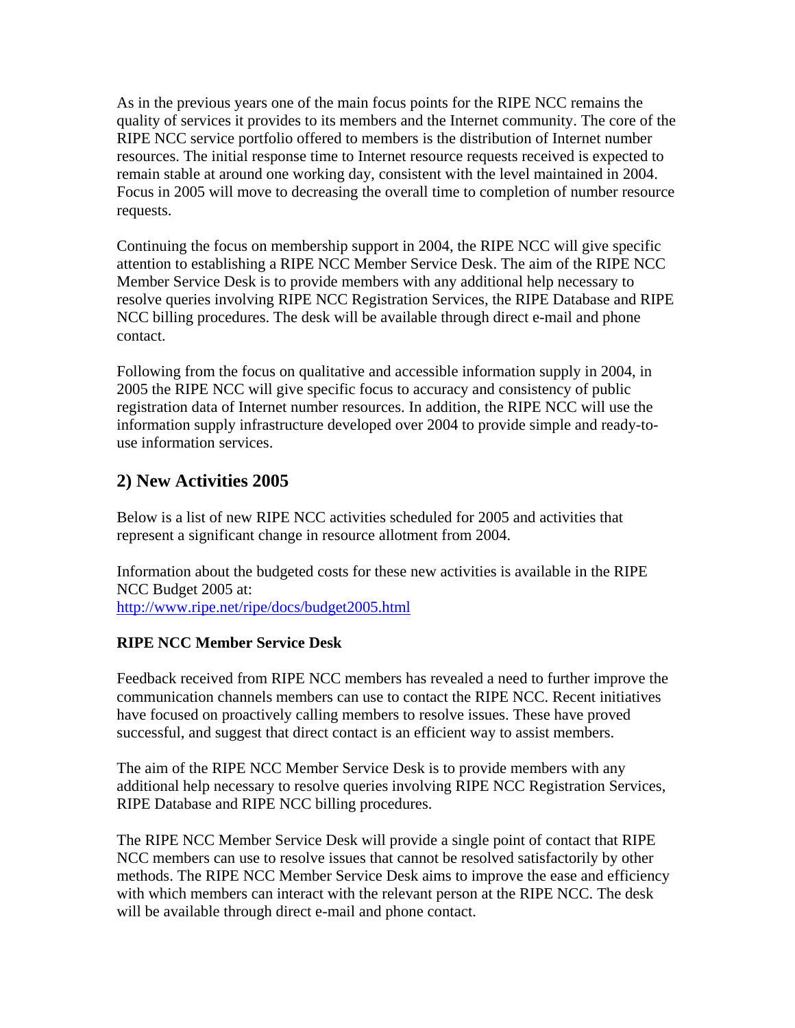As in the previous years one of the main focus points for the RIPE NCC remains the quality of services it provides to its members and the Internet community. The core of the RIPE NCC service portfolio offered to members is the distribution of Internet number resources. The initial response time to Internet resource requests received is expected to remain stable at around one working day, consistent with the level maintained in 2004. Focus in 2005 will move to decreasing the overall time to completion of number resource requests.

Continuing the focus on membership support in 2004, the RIPE NCC will give specific attention to establishing a RIPE NCC Member Service Desk. The aim of the RIPE NCC Member Service Desk is to provide members with any additional help necessary to resolve queries involving RIPE NCC Registration Services, the RIPE Database and RIPE NCC billing procedures. The desk will be available through direct e-mail and phone contact.

Following from the focus on qualitative and accessible information supply in 2004, in 2005 the RIPE NCC will give specific focus to accuracy and consistency of public registration data of Internet number resources. In addition, the RIPE NCC will use the information supply infrastructure developed over 2004 to provide simple and ready-to-use information services.

## 2) New Activities 2005

Below is a list of new RIPE NCC activities scheduled for 2005 and activities that represent a significant change in resource allotment from 2004.

Information about the budgeted costs for these new activities is available in the RIPE NCC Budget 2005 at:
http://www.ripe.net/ripe/docs/budget2005.html

**RIPE NCC Member Service Desk**

Feedback received from RIPE NCC members has revealed a need to further improve the communication channels members can use to contact the RIPE NCC. Recent initiatives have focused on proactively calling members to resolve issues. These have proved successful, and suggest that direct contact is an efficient way to assist members.

The aim of the RIPE NCC Member Service Desk is to provide members with any additional help necessary to resolve queries involving RIPE NCC Registration Services, RIPE Database and RIPE NCC billing procedures.

The RIPE NCC Member Service Desk will provide a single point of contact that RIPE NCC members can use to resolve issues that cannot be resolved satisfactorily by other methods. The RIPE NCC Member Service Desk aims to improve the ease and efficiency with which members can interact with the relevant person at the RIPE NCC. The desk will be available through direct e-mail and phone contact.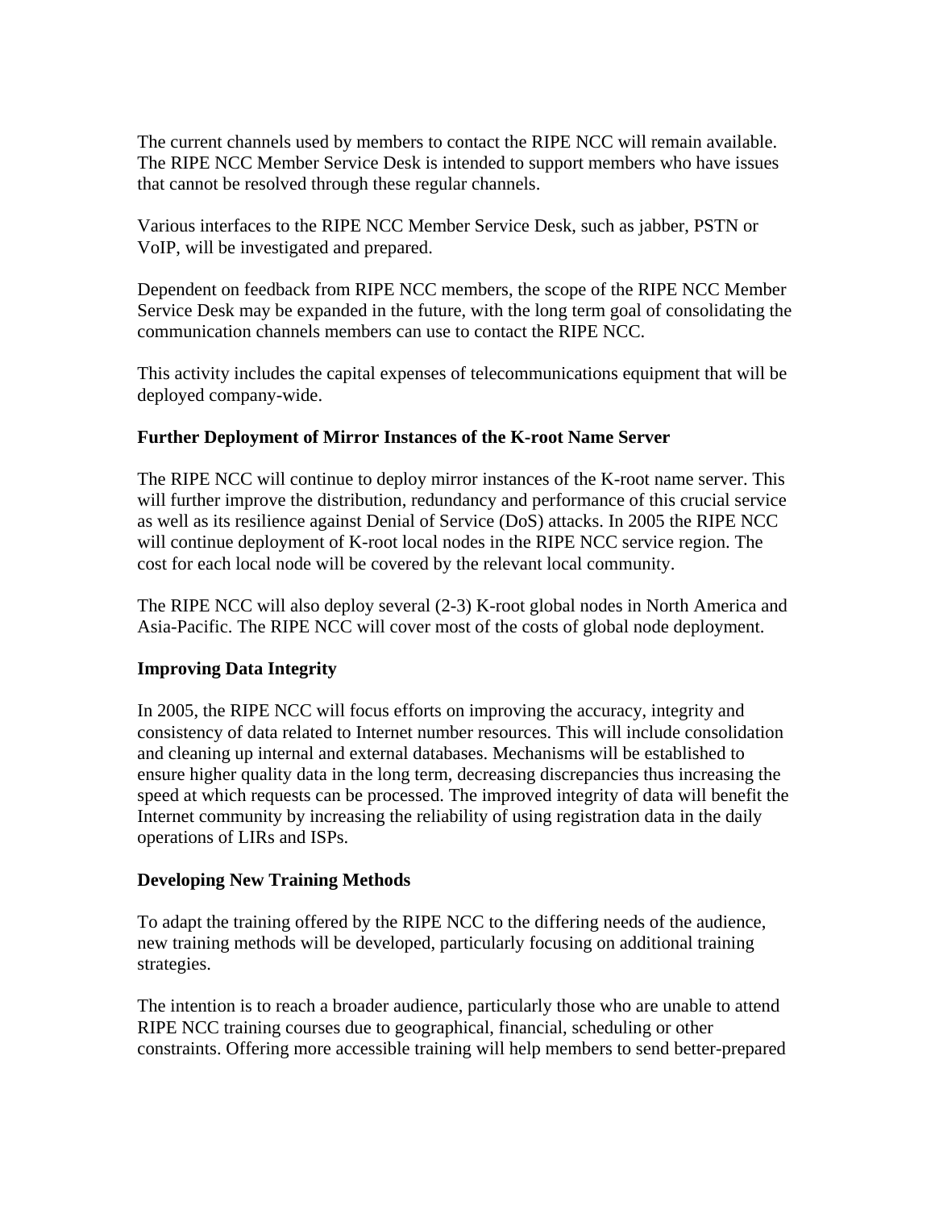The current channels used by members to contact the RIPE NCC will remain available. The RIPE NCC Member Service Desk is intended to support members who have issues that cannot be resolved through these regular channels.

Various interfaces to the RIPE NCC Member Service Desk, such as jabber, PSTN or VoIP, will be investigated and prepared.

Dependent on feedback from RIPE NCC members, the scope of the RIPE NCC Member Service Desk may be expanded in the future, with the long term goal of consolidating the communication channels members can use to contact the RIPE NCC.

This activity includes the capital expenses of telecommunications equipment that will be deployed company-wide.

**Further Deployment of Mirror Instances of the K-root Name Server**

The RIPE NCC will continue to deploy mirror instances of the K-root name server. This will further improve the distribution, redundancy and performance of this crucial service as well as its resilience against Denial of Service (DoS) attacks. In 2005 the RIPE NCC will continue deployment of K-root local nodes in the RIPE NCC service region. The cost for each local node will be covered by the relevant local community.

The RIPE NCC will also deploy several (2-3) K-root global nodes in North America and Asia-Pacific. The RIPE NCC will cover most of the costs of global node deployment.

**Improving Data Integrity**

In 2005, the RIPE NCC will focus efforts on improving the accuracy, integrity and consistency of data related to Internet number resources. This will include consolidation and cleaning up internal and external databases. Mechanisms will be established to ensure higher quality data in the long term, decreasing discrepancies thus increasing the speed at which requests can be processed. The improved integrity of data will benefit the Internet community by increasing the reliability of using registration data in the daily operations of LIRs and ISPs.

**Developing New Training Methods**

To adapt the training offered by the RIPE NCC to the differing needs of the audience, new training methods will be developed, particularly focusing on additional training strategies.

The intention is to reach a broader audience, particularly those who are unable to attend RIPE NCC training courses due to geographical, financial, scheduling or other constraints. Offering more accessible training will help members to send better-prepared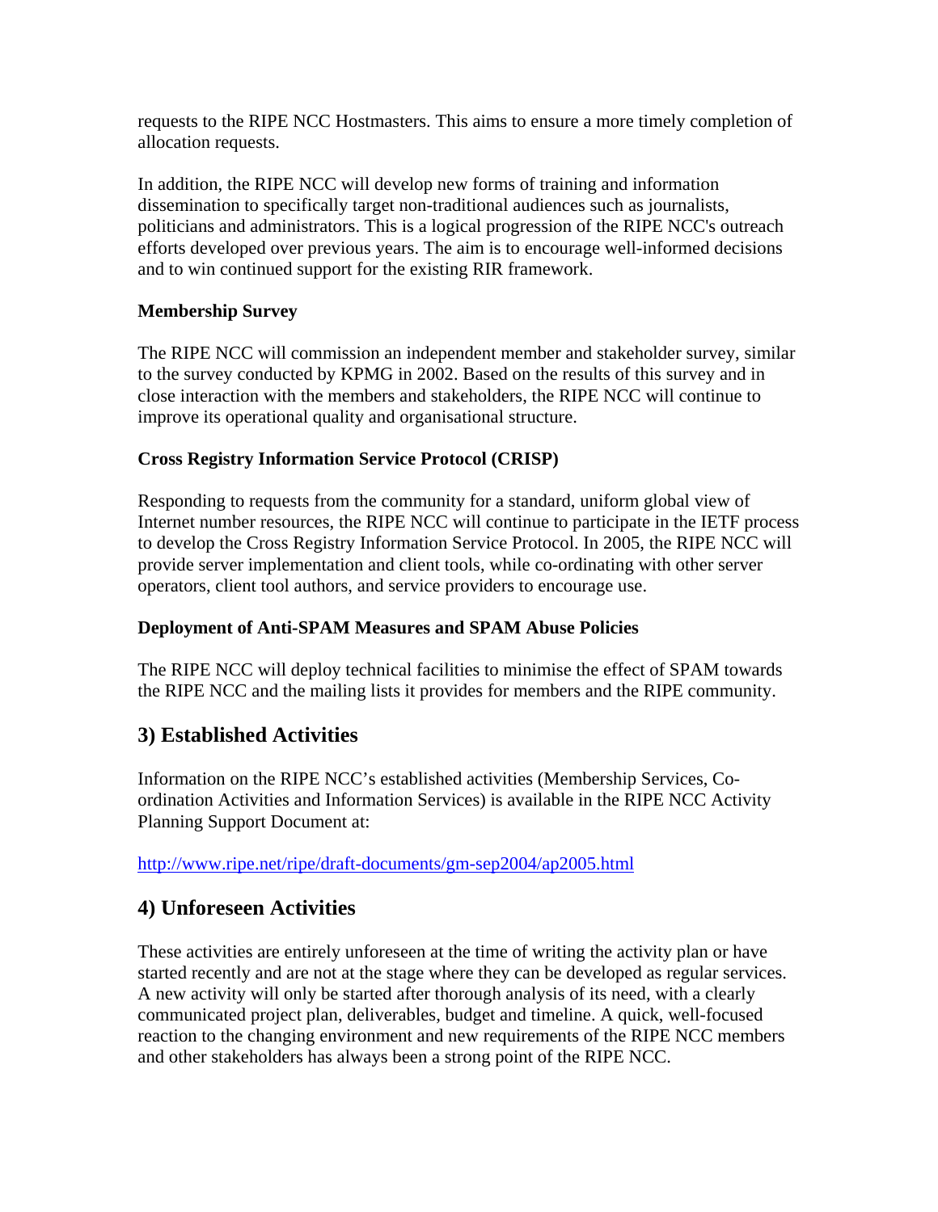requests to the RIPE NCC Hostmasters. This aims to ensure a more timely completion of allocation requests.

In addition, the RIPE NCC will develop new forms of training and information dissemination to specifically target non-traditional audiences such as journalists, politicians and administrators. This is a logical progression of the RIPE NCC's outreach efforts developed over previous years. The aim is to encourage well-informed decisions and to win continued support for the existing RIR framework.

**Membership Survey**

The RIPE NCC will commission an independent member and stakeholder survey, similar to the survey conducted by KPMG in 2002. Based on the results of this survey and in close interaction with the members and stakeholders, the RIPE NCC will continue to improve its operational quality and organisational structure.

**Cross Registry Information Service Protocol (CRISP)**

Responding to requests from the community for a standard, uniform global view of Internet number resources, the RIPE NCC will continue to participate in the IETF process to develop the Cross Registry Information Service Protocol. In 2005, the RIPE NCC will provide server implementation and client tools, while co-ordinating with other server operators, client tool authors, and service providers to encourage use.

**Deployment of Anti-SPAM Measures and SPAM Abuse Policies**

The RIPE NCC will deploy technical facilities to minimise the effect of SPAM towards the RIPE NCC and the mailing lists it provides for members and the RIPE community.

## 3) Established Activities

Information on the RIPE NCC's established activities (Membership Services, Co-ordination Activities and Information Services) is available in the RIPE NCC Activity Planning Support Document at:

http://www.ripe.net/ripe/draft-documents/gm-sep2004/ap2005.html

## 4) Unforeseen Activities

These activities are entirely unforeseen at the time of writing the activity plan or have started recently and are not at the stage where they can be developed as regular services. A new activity will only be started after thorough analysis of its need, with a clearly communicated project plan, deliverables, budget and timeline. A quick, well-focused reaction to the changing environment and new requirements of the RIPE NCC members and other stakeholders has always been a strong point of the RIPE NCC.